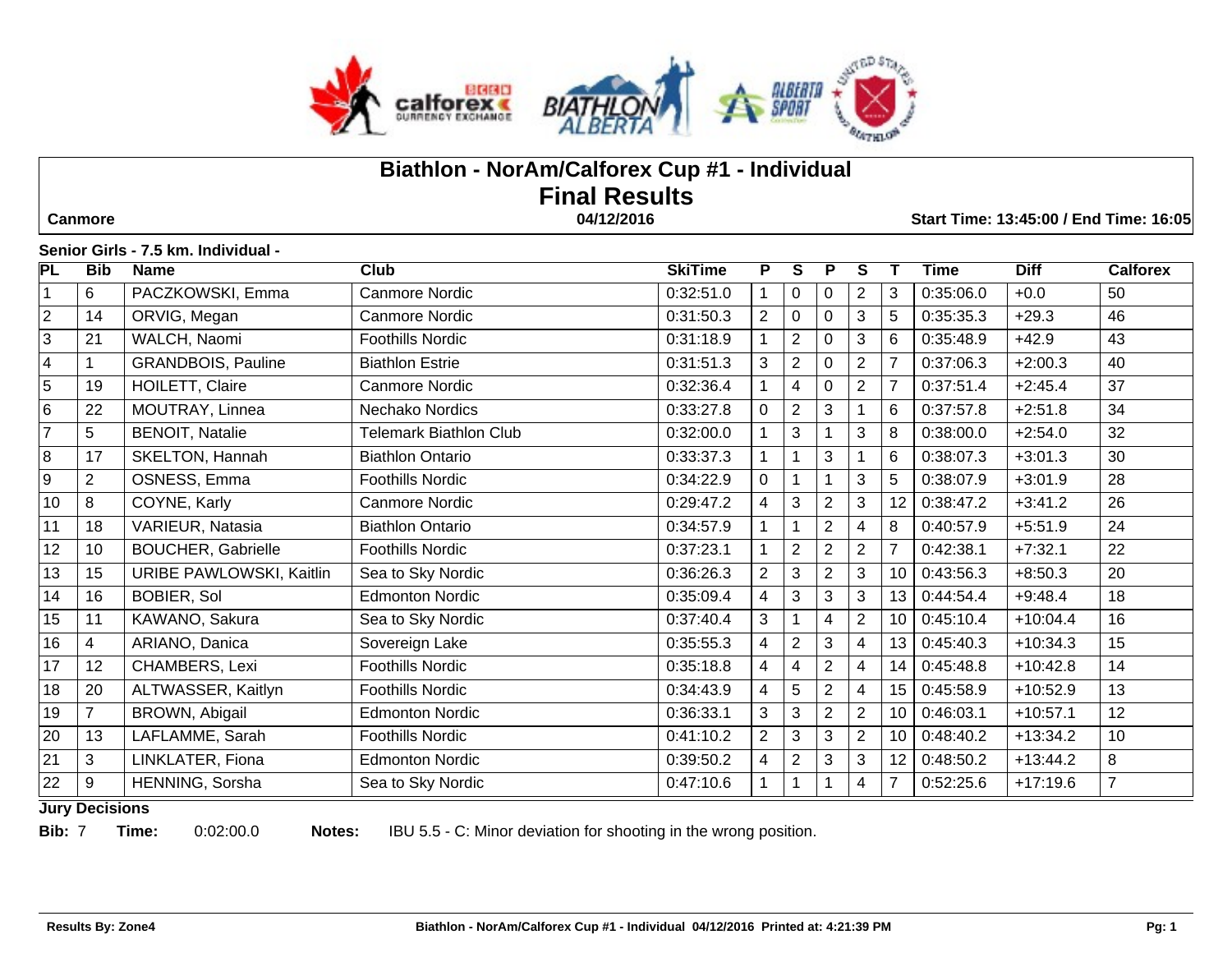# Biathlon - NorAm/Calforex Cup #1 - Individual

## Final Results

**Canmore** | **04/12/2016** | **Start Time: 13:45:00 / End Time: 16:05**

**Senior Girls - 7.5 km. Individual -**

| PL | Bib | Name | Club | SkiTime | P | S | P | S | T | Time | Diff | Calforex |
|---|---|---|---|---|---|---|---|---|---|---|---|---|
| 1 | 6 | PACZKOWSKI, Emma | Canmore Nordic | 0:32:51.0 | 1 | 0 | 0 | 2 | 3 | 0:35:06.0 | +0.0 | 50 |
| 2 | 14 | ORVIG, Megan | Canmore Nordic | 0:31:50.3 | 2 | 0 | 0 | 3 | 5 | 0:35:35.3 | +29.3 | 46 |
| 3 | 21 | WALCH, Naomi | Foothills Nordic | 0:31:18.9 | 1 | 2 | 0 | 3 | 6 | 0:35:48.9 | +42.9 | 43 |
| 4 | 1 | GRANDBOIS, Pauline | Biathlon Estrie | 0:31:51.3 | 3 | 2 | 0 | 2 | 7 | 0:37:06.3 | +2:00.3 | 40 |
| 5 | 19 | HOILETT, Claire | Canmore Nordic | 0:32:36.4 | 1 | 4 | 0 | 2 | 7 | 0:37:51.4 | +2:45.4 | 37 |
| 6 | 22 | MOUTRAY, Linnea | Nechako Nordics | 0:33:27.8 | 0 | 2 | 3 | 1 | 6 | 0:37:57.8 | +2:51.8 | 34 |
| 7 | 5 | BENOIT, Natalie | Telemark Biathlon Club | 0:32:00.0 | 1 | 3 | 1 | 3 | 8 | 0:38:00.0 | +2:54.0 | 32 |
| 8 | 17 | SKELTON, Hannah | Biathlon Ontario | 0:33:37.3 | 1 | 1 | 3 | 1 | 6 | 0:38:07.3 | +3:01.3 | 30 |
| 9 | 2 | OSNESS, Emma | Foothills Nordic | 0:34:22.9 | 0 | 1 | 1 | 3 | 5 | 0:38:07.9 | +3:01.9 | 28 |
| 10 | 8 | COYNE, Karly | Canmore Nordic | 0:29:47.2 | 4 | 3 | 2 | 3 | 12 | 0:38:47.2 | +3:41.2 | 26 |
| 11 | 18 | VARIEUR, Natasia | Biathlon Ontario | 0:34:57.9 | 1 | 1 | 2 | 4 | 8 | 0:40:57.9 | +5:51.9 | 24 |
| 12 | 10 | BOUCHER, Gabrielle | Foothills Nordic | 0:37:23.1 | 1 | 2 | 2 | 2 | 7 | 0:42:38.1 | +7:32.1 | 22 |
| 13 | 15 | URIBE PAWLOWSKI, Kaitlin | Sea to Sky Nordic | 0:36:26.3 | 2 | 3 | 2 | 3 | 10 | 0:43:56.3 | +8:50.3 | 20 |
| 14 | 16 | BOBIER, Sol | Edmonton Nordic | 0:35:09.4 | 4 | 3 | 3 | 3 | 13 | 0:44:54.4 | +9:48.4 | 18 |
| 15 | 11 | KAWANO, Sakura | Sea to Sky Nordic | 0:37:40.4 | 3 | 1 | 4 | 2 | 10 | 0:45:10.4 | +10:04.4 | 16 |
| 16 | 4 | ARIANO, Danica | Sovereign Lake | 0:35:55.3 | 4 | 2 | 3 | 4 | 13 | 0:45:40.3 | +10:34.3 | 15 |
| 17 | 12 | CHAMBERS, Lexi | Foothills Nordic | 0:35:18.8 | 4 | 4 | 2 | 4 | 14 | 0:45:48.8 | +10:42.8 | 14 |
| 18 | 20 | ALTWASSER, Kaitlyn | Foothills Nordic | 0:34:43.9 | 4 | 5 | 2 | 4 | 15 | 0:45:58.9 | +10:52.9 | 13 |
| 19 | 7 | BROWN, Abigail | Edmonton Nordic | 0:36:33.1 | 3 | 3 | 2 | 2 | 10 | 0:46:03.1 | +10:57.1 | 12 |
| 20 | 13 | LAFLAMME, Sarah | Foothills Nordic | 0:41:10.2 | 2 | 3 | 3 | 2 | 10 | 0:48:40.2 | +13:34.2 | 10 |
| 21 | 3 | LINKLATER, Fiona | Edmonton Nordic | 0:39:50.2 | 4 | 2 | 3 | 3 | 12 | 0:48:50.2 | +13:44.2 | 8 |
| 22 | 9 | HENNING, Sorsha | Sea to Sky Nordic | 0:47:10.6 | 1 | 1 | 1 | 4 | 7 | 0:52:25.6 | +17:19.6 | 7 |

**Jury Decisions**

**Bib:** 7 **Time:** 0:02:00.0 **Notes:** IBU 5.5 - C: Minor deviation for shooting in the wrong position.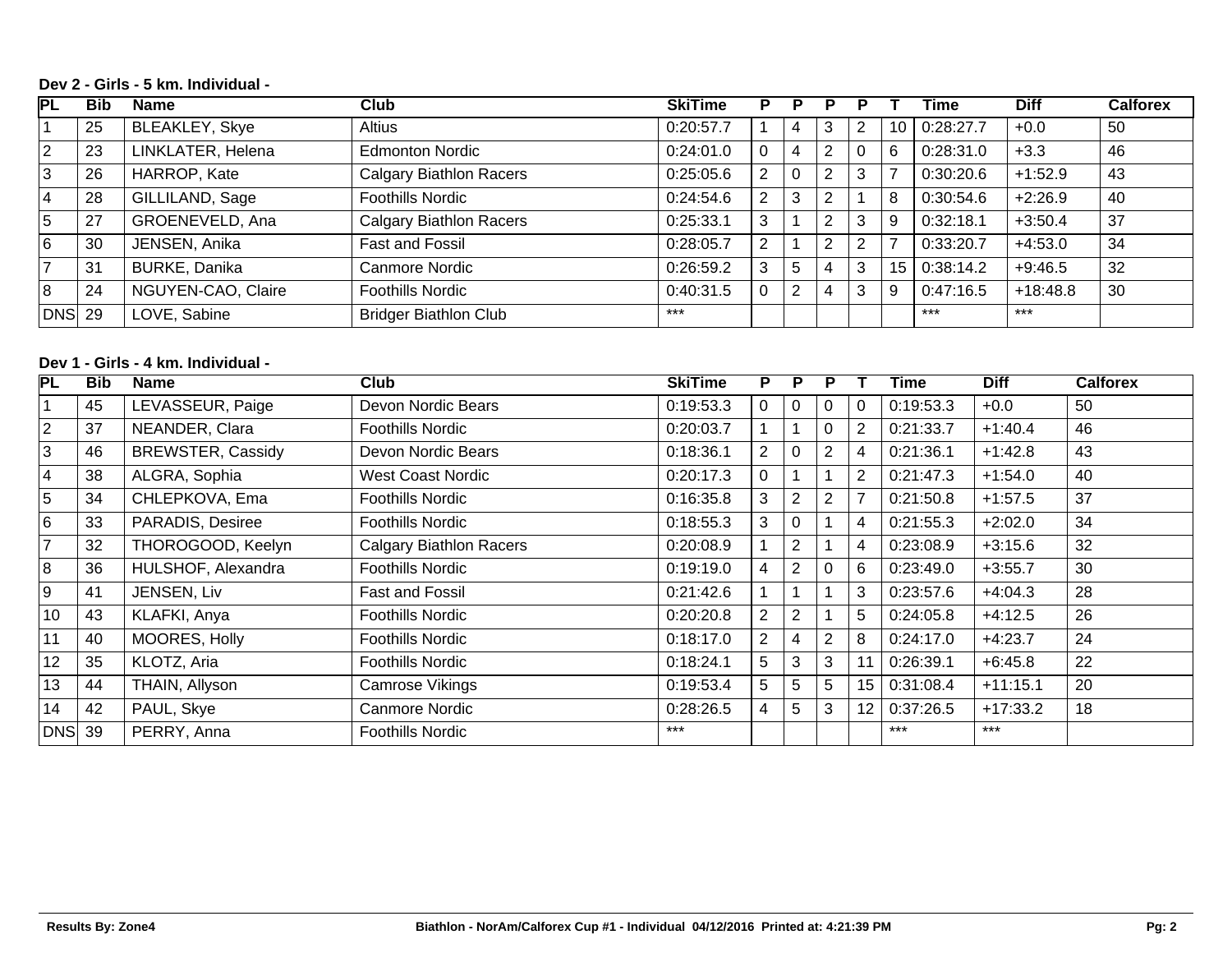**Dev 2 - Girls - 5 km. Individual -**

| PL | Bib | Name | Club | SkiTime | P | P | P | P | T | Time | Diff | Calforex |
|---|---|---|---|---|---|---|---|---|---|---|---|---|
| 1 | 25 | BLEAKLEY, Skye | Altius | 0:20:57.7 | 1 | 4 | 3 | 2 | 10 | 0:28:27.7 | +0.0 | 50 |
| 2 | 23 | LINKLATER, Helena | Edmonton Nordic | 0:24:01.0 | 0 | 4 | 2 | 0 | 6 | 0:28:31.0 | +3.3 | 46 |
| 3 | 26 | HARROP, Kate | Calgary Biathlon Racers | 0:25:05.6 | 2 | 0 | 2 | 3 | 7 | 0:30:20.6 | +1:52.9 | 43 |
| 4 | 28 | GILLILAND, Sage | Foothills Nordic | 0:24:54.6 | 2 | 3 | 2 | 1 | 8 | 0:30:54.6 | +2:26.9 | 40 |
| 5 | 27 | GROENEVELD, Ana | Calgary Biathlon Racers | 0:25:33.1 | 3 | 1 | 2 | 3 | 9 | 0:32:18.1 | +3:50.4 | 37 |
| 6 | 30 | JENSEN, Anika | Fast and Fossil | 0:28:05.7 | 2 | 1 | 2 | 2 | 7 | 0:33:20.7 | +4:53.0 | 34 |
| 7 | 31 | BURKE, Danika | Canmore Nordic | 0:26:59.2 | 3 | 5 | 4 | 3 | 15 | 0:38:14.2 | +9:46.5 | 32 |
| 8 | 24 | NGUYEN-CAO, Claire | Foothills Nordic | 0:40:31.5 | 0 | 2 | 4 | 3 | 9 | 0:47:16.5 | +18:48.8 | 30 |
| DNS | 29 | LOVE, Sabine | Bridger Biathlon Club | *** | | | | | | *** | *** | |

**Dev 1 - Girls - 4 km. Individual -**

| PL | Bib | Name | Club | SkiTime | P | P | P | T | Time | Diff | Calforex |
|---|---|---|---|---|---|---|---|---|---|---|---|
| 1 | 45 | LEVASSEUR, Paige | Devon Nordic Bears | 0:19:53.3 | 0 | 0 | 0 | 0 | 0:19:53.3 | +0.0 | 50 |
| 2 | 37 | NEANDER, Clara | Foothills Nordic | 0:20:03.7 | 1 | 1 | 0 | 2 | 0:21:33.7 | +1:40.4 | 46 |
| 3 | 46 | BREWSTER, Cassidy | Devon Nordic Bears | 0:18:36.1 | 2 | 0 | 2 | 4 | 0:21:36.1 | +1:42.8 | 43 |
| 4 | 38 | ALGRA, Sophia | West Coast Nordic | 0:20:17.3 | 0 | 1 | 1 | 2 | 0:21:47.3 | +1:54.0 | 40 |
| 5 | 34 | CHLEPKOVA, Ema | Foothills Nordic | 0:16:35.8 | 3 | 2 | 2 | 7 | 0:21:50.8 | +1:57.5 | 37 |
| 6 | 33 | PARADIS, Desiree | Foothills Nordic | 0:18:55.3 | 3 | 0 | 1 | 4 | 0:21:55.3 | +2:02.0 | 34 |
| 7 | 32 | THOROGOOD, Keelyn | Calgary Biathlon Racers | 0:20:08.9 | 1 | 2 | 1 | 4 | 0:23:08.9 | +3:15.6 | 32 |
| 8 | 36 | HULSHOF, Alexandra | Foothills Nordic | 0:19:19.0 | 4 | 2 | 0 | 6 | 0:23:49.0 | +3:55.7 | 30 |
| 9 | 41 | JENSEN, Liv | Fast and Fossil | 0:21:42.6 | 1 | 1 | 1 | 3 | 0:23:57.6 | +4:04.3 | 28 |
| 10 | 43 | KLAFKI, Anya | Foothills Nordic | 0:20:20.8 | 2 | 2 | 1 | 5 | 0:24:05.8 | +4:12.5 | 26 |
| 11 | 40 | MOORES, Holly | Foothills Nordic | 0:18:17.0 | 2 | 4 | 2 | 8 | 0:24:17.0 | +4:23.7 | 24 |
| 12 | 35 | KLOTZ, Aria | Foothills Nordic | 0:18:24.1 | 5 | 3 | 3 | 11 | 0:26:39.1 | +6:45.8 | 22 |
| 13 | 44 | THAIN, Allyson | Camrose Vikings | 0:19:53.4 | 5 | 5 | 5 | 15 | 0:31:08.4 | +11:15.1 | 20 |
| 14 | 42 | PAUL, Skye | Canmore Nordic | 0:28:26.5 | 4 | 5 | 3 | 12 | 0:37:26.5 | +17:33.2 | 18 |
| DNS | 39 | PERRY, Anna | Foothills Nordic | *** | | | | | *** | *** | |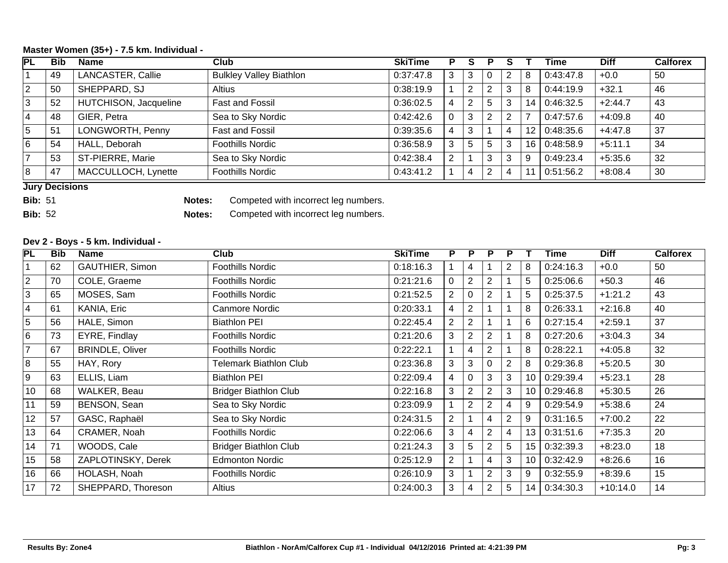### Master Women (35+) - 7.5 km. Individual -

| PL | Bib | Name | Club | SkiTime | P | S | P | S | T | Time | Diff | Calforex |
|---|---|---|---|---|---|---|---|---|---|---|---|---|
| 1 | 49 | LANCASTER, Callie | Bulkley Valley Biathlon | 0:37:47.8 | 3 | 3 | 0 | 2 | 8 | 0:43:47.8 | +0.0 | 50 |
| 2 | 50 | SHEPPARD, SJ | Altius | 0:38:19.9 | 1 | 2 | 2 | 3 | 8 | 0:44:19.9 | +32.1 | 46 |
| 3 | 52 | HUTCHISON, Jacqueline | Fast and Fossil | 0:36:02.5 | 4 | 2 | 5 | 3 | 14 | 0:46:32.5 | +2:44.7 | 43 |
| 4 | 48 | GIER, Petra | Sea to Sky Nordic | 0:42:42.6 | 0 | 3 | 2 | 2 | 7 | 0:47:57.6 | +4:09.8 | 40 |
| 5 | 51 | LONGWORTH, Penny | Fast and Fossil | 0:39:35.6 | 4 | 3 | 1 | 4 | 12 | 0:48:35.6 | +4:47.8 | 37 |
| 6 | 54 | HALL, Deborah | Foothills Nordic | 0:36:58.9 | 3 | 5 | 5 | 3 | 16 | 0:48:58.9 | +5:11.1 | 34 |
| 7 | 53 | ST-PIERRE, Marie | Sea to Sky Nordic | 0:42:38.4 | 2 | 1 | 3 | 3 | 9 | 0:49:23.4 | +5:35.6 | 32 |
| 8 | 47 | MACCULLOCH, Lynette | Foothills Nordic | 0:43:41.2 | 1 | 4 | 2 | 4 | 11 | 0:51:56.2 | +8:08.4 | 30 |

**Jury Decisions**

**Bib:** 51 **Notes:** Competed with incorrect leg numbers.

**Bib:** 52 **Notes:** Competed with incorrect leg numbers.

### Dev 2 - Boys - 5 km. Individual -

| PL | Bib | Name | Club | SkiTime | P | P | P | P | T | Time | Diff | Calforex |
|---|---|---|---|---|---|---|---|---|---|---|---|---|
| 1 | 62 | GAUTHIER, Simon | Foothills Nordic | 0:18:16.3 | 1 | 4 | 1 | 2 | 8 | 0:24:16.3 | +0.0 | 50 |
| 2 | 70 | COLE, Graeme | Foothills Nordic | 0:21:21.6 | 0 | 2 | 2 | 1 | 5 | 0:25:06.6 | +50.3 | 46 |
| 3 | 65 | MOSES, Sam | Foothills Nordic | 0:21:52.5 | 2 | 0 | 2 | 1 | 5 | 0:25:37.5 | +1:21.2 | 43 |
| 4 | 61 | KANIA, Eric | Canmore Nordic | 0:20:33.1 | 4 | 2 | 1 | 1 | 8 | 0:26:33.1 | +2:16.8 | 40 |
| 5 | 56 | HALE, Simon | Biathlon PEI | 0:22:45.4 | 2 | 2 | 1 | 1 | 6 | 0:27:15.4 | +2:59.1 | 37 |
| 6 | 73 | EYRE, Findlay | Foothills Nordic | 0:21:20.6 | 3 | 2 | 2 | 1 | 8 | 0:27:20.6 | +3:04.3 | 34 |
| 7 | 67 | BRINDLE, Oliver | Foothills Nordic | 0:22:22.1 | 1 | 4 | 2 | 1 | 8 | 0:28:22.1 | +4:05.8 | 32 |
| 8 | 55 | HAY, Rory | Telemark Biathlon Club | 0:23:36.8 | 3 | 3 | 0 | 2 | 8 | 0:29:36.8 | +5:20.5 | 30 |
| 9 | 63 | ELLIS, Liam | Biathlon PEI | 0:22:09.4 | 4 | 0 | 3 | 3 | 10 | 0:29:39.4 | +5:23.1 | 28 |
| 10 | 68 | WALKER, Beau | Bridger Biathlon Club | 0:22:16.8 | 3 | 2 | 2 | 3 | 10 | 0:29:46.8 | +5:30.5 | 26 |
| 11 | 59 | BENSON, Sean | Sea to Sky Nordic | 0:23:09.9 | 1 | 2 | 2 | 4 | 9 | 0:29:54.9 | +5:38.6 | 24 |
| 12 | 57 | GASC, Raphaël | Sea to Sky Nordic | 0:24:31.5 | 2 | 1 | 4 | 2 | 9 | 0:31:16.5 | +7:00.2 | 22 |
| 13 | 64 | CRAMER, Noah | Foothills Nordic | 0:22:06.6 | 3 | 4 | 2 | 4 | 13 | 0:31:51.6 | +7:35.3 | 20 |
| 14 | 71 | WOODS, Cale | Bridger Biathlon Club | 0:21:24.3 | 3 | 5 | 2 | 5 | 15 | 0:32:39.3 | +8:23.0 | 18 |
| 15 | 58 | ZAPLOTINSKY, Derek | Edmonton Nordic | 0:25:12.9 | 2 | 1 | 4 | 3 | 10 | 0:32:42.9 | +8:26.6 | 16 |
| 16 | 66 | HOLASH, Noah | Foothills Nordic | 0:26:10.9 | 3 | 1 | 2 | 3 | 9 | 0:32:55.9 | +8:39.6 | 15 |
| 17 | 72 | SHEPPARD, Thoreson | Altius | 0:24:00.3 | 3 | 4 | 2 | 5 | 14 | 0:34:30.3 | +10:14.0 | 14 |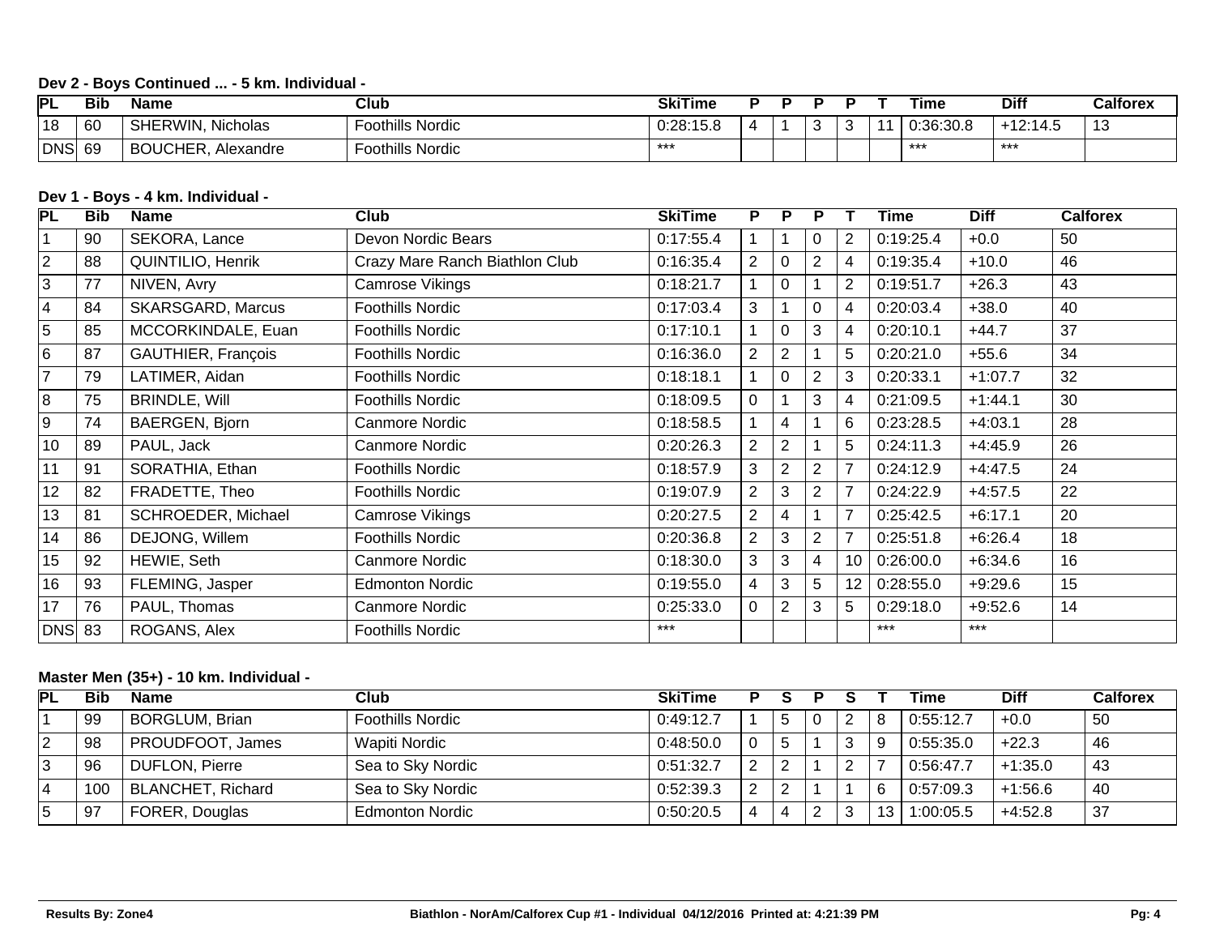### Dev 2 - Boys Continued ... - 5 km. Individual -

| PL | Bib | Name | Club | SkiTime | P | P | P | P | T | Time | Diff | Calforex |
|---|---|---|---|---|---|---|---|---|---|---|---|---|
| 18 | 60 | SHERWIN, Nicholas | Foothills Nordic | 0:28:15.8 | 4 | 1 | 3 | 3 | 11 | 0:36:30.8 | +12:14.5 | 13 |
| DNS | 69 | BOUCHER, Alexandre | Foothills Nordic | *** | | | | | | *** | *** | |

### Dev 1 - Boys - 4 km. Individual -

| PL | Bib | Name | Club | SkiTime | P | P | P | T | Time | Diff | Calforex |
|---|---|---|---|---|---|---|---|---|---|---|---|
| 1 | 90 | SEKORA, Lance | Devon Nordic Bears | 0:17:55.4 | 1 | 1 | 0 | 2 | 0:19:25.4 | +0.0 | 50 |
| 2 | 88 | QUINTILIO, Henrik | Crazy Mare Ranch Biathlon Club | 0:16:35.4 | 2 | 0 | 2 | 4 | 0:19:35.4 | +10.0 | 46 |
| 3 | 77 | NIVEN, Avry | Camrose Vikings | 0:18:21.7 | 1 | 0 | 1 | 2 | 0:19:51.7 | +26.3 | 43 |
| 4 | 84 | SKARSGARD, Marcus | Foothills Nordic | 0:17:03.4 | 3 | 1 | 0 | 4 | 0:20:03.4 | +38.0 | 40 |
| 5 | 85 | MCCORKINDALE, Euan | Foothills Nordic | 0:17:10.1 | 1 | 0 | 3 | 4 | 0:20:10.1 | +44.7 | 37 |
| 6 | 87 | GAUTHIER, François | Foothills Nordic | 0:16:36.0 | 2 | 2 | 1 | 5 | 0:20:21.0 | +55.6 | 34 |
| 7 | 79 | LATIMER, Aidan | Foothills Nordic | 0:18:18.1 | 1 | 0 | 2 | 3 | 0:20:33.1 | +1:07.7 | 32 |
| 8 | 75 | BRINDLE, Will | Foothills Nordic | 0:18:09.5 | 0 | 1 | 3 | 4 | 0:21:09.5 | +1:44.1 | 30 |
| 9 | 74 | BAERGEN, Bjorn | Canmore Nordic | 0:18:58.5 | 1 | 4 | 1 | 6 | 0:23:28.5 | +4:03.1 | 28 |
| 10 | 89 | PAUL, Jack | Canmore Nordic | 0:20:26.3 | 2 | 2 | 1 | 5 | 0:24:11.3 | +4:45.9 | 26 |
| 11 | 91 | SORATHIA, Ethan | Foothills Nordic | 0:18:57.9 | 3 | 2 | 2 | 7 | 0:24:12.9 | +4:47.5 | 24 |
| 12 | 82 | FRADETTE, Theo | Foothills Nordic | 0:19:07.9 | 2 | 3 | 2 | 7 | 0:24:22.9 | +4:57.5 | 22 |
| 13 | 81 | SCHROEDER, Michael | Camrose Vikings | 0:20:27.5 | 2 | 4 | 1 | 7 | 0:25:42.5 | +6:17.1 | 20 |
| 14 | 86 | DEJONG, Willem | Foothills Nordic | 0:20:36.8 | 2 | 3 | 2 | 7 | 0:25:51.8 | +6:26.4 | 18 |
| 15 | 92 | HEWIE, Seth | Canmore Nordic | 0:18:30.0 | 3 | 3 | 4 | 10 | 0:26:00.0 | +6:34.6 | 16 |
| 16 | 93 | FLEMING, Jasper | Edmonton Nordic | 0:19:55.0 | 4 | 3 | 5 | 12 | 0:28:55.0 | +9:29.6 | 15 |
| 17 | 76 | PAUL, Thomas | Canmore Nordic | 0:25:33.0 | 0 | 2 | 3 | 5 | 0:29:18.0 | +9:52.6 | 14 |
| DNS | 83 | ROGANS, Alex | Foothills Nordic | *** | | | | | *** | *** | |

### Master Men (35+) - 10 km. Individual -

| PL | Bib | Name | Club | SkiTime | P | S | P | S | T | Time | Diff | Calforex |
|---|---|---|---|---|---|---|---|---|---|---|---|---|
| 1 | 99 | BORGLUM, Brian | Foothills Nordic | 0:49:12.7 | 1 | 5 | 0 | 2 | 8 | 0:55:12.7 | +0.0 | 50 |
| 2 | 98 | PROUDFOOT, James | Wapiti Nordic | 0:48:50.0 | 0 | 5 | 1 | 3 | 9 | 0:55:35.0 | +22.3 | 46 |
| 3 | 96 | DUFLON, Pierre | Sea to Sky Nordic | 0:51:32.7 | 2 | 2 | 1 | 2 | 7 | 0:56:47.7 | +1:35.0 | 43 |
| 4 | 100 | BLANCHET, Richard | Sea to Sky Nordic | 0:52:39.3 | 2 | 2 | 1 | 1 | 6 | 0:57:09.3 | +1:56.6 | 40 |
| 5 | 97 | FORER, Douglas | Edmonton Nordic | 0:50:20.5 | 4 | 4 | 2 | 3 | 13 | 1:00:05.5 | +4:52.8 | 37 |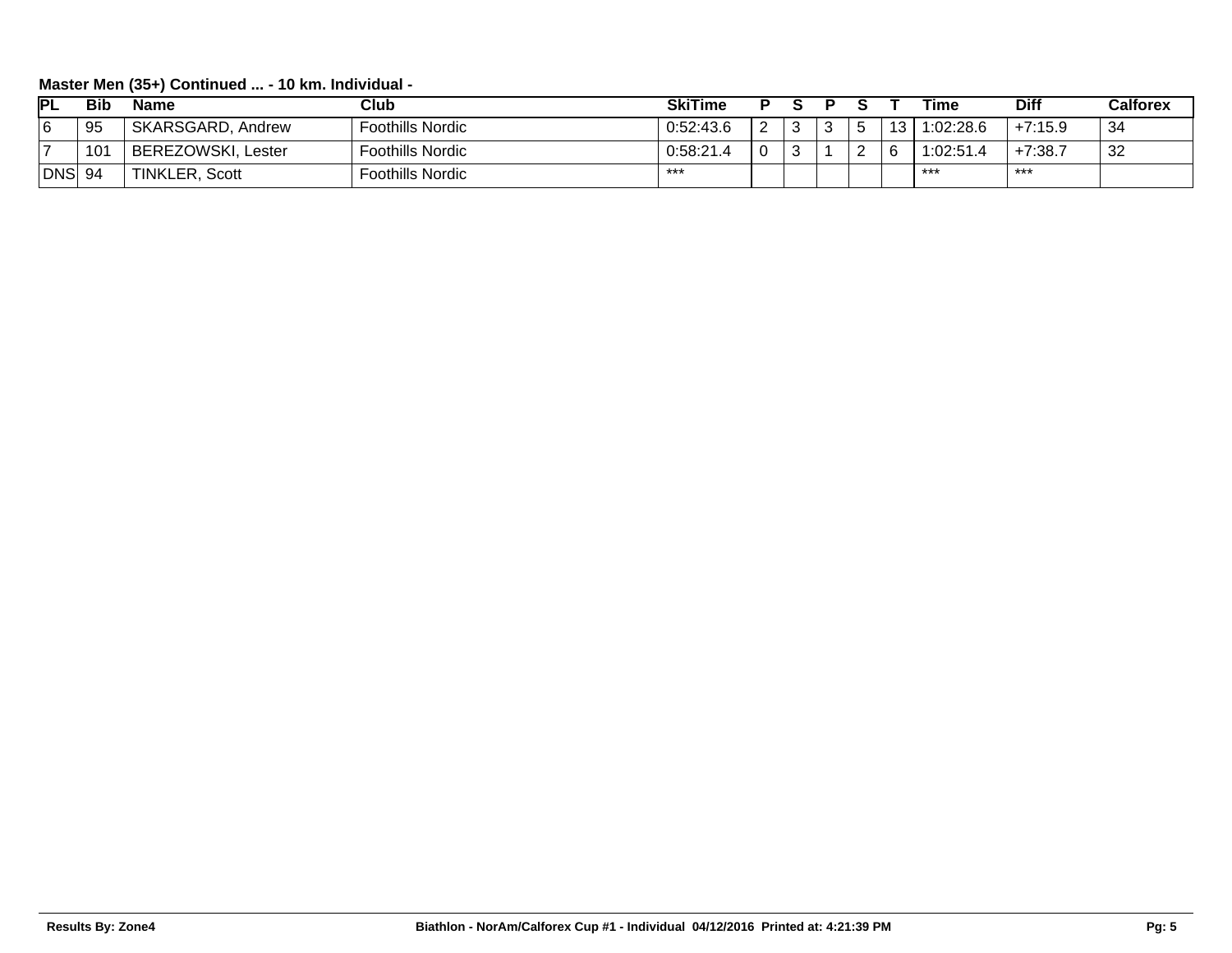**Master Men (35+) Continued ... - 10 km. Individual -**

| PL | Bib | Name | Club | SkiTime | P | S | P | S | T | Time | Diff | Calforex |
|---|---|---|---|---|---|---|---|---|---|---|---|---|
| 6 | 95 | SKARSGARD, Andrew | Foothills Nordic | 0:52:43.6 | 2 | 3 | 3 | 5 | 13 | 1:02:28.6 | +7:15.9 | 34 |
| 7 | 101 | BEREZOWSKI, Lester | Foothills Nordic | 0:58:21.4 | 0 | 3 | 1 | 2 | 6 | 1:02:51.4 | +7:38.7 | 32 |
| DNS | 94 | TINKLER, Scott | Foothills Nordic | *** | | | | | | *** | *** | |

Results By: Zone4 — Biathlon - NorAm/Calforex Cup #1 - Individual 04/12/2016 Printed at: 4:21:39 PM